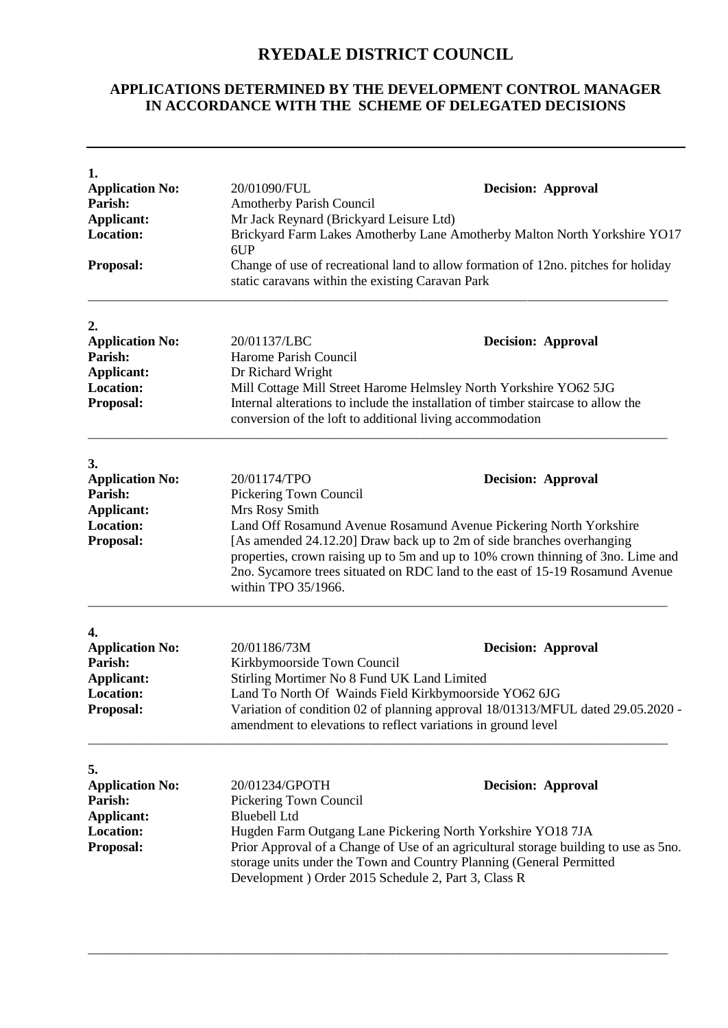# RYEDALE DISTRICT COUNCIL

## APPLICATIONS DETERMINED BY THE DEVELOPMENT CONTROL MANAGER IN ACCORDANCE WITH THE SCHEME OF DELEGATED DECISIONS

---

**1.**

**Application No:** 20/01090/FUL **Decision: Approval**
**Parish:** Amotherby Parish Council
**Applicant:** Mr Jack Reynard (Brickyard Leisure Ltd)
**Location:** Brickyard Farm Lakes Amotherby Lane Amotherby Malton North Yorkshire YO17 6UP
**Proposal:** Change of use of recreational land to allow formation of 12no. pitches for holiday static caravans within the existing Caravan Park

---

**2.**

**Application No:** 20/01137/LBC **Decision: Approval**
**Parish:** Harome Parish Council
**Applicant:** Dr Richard Wright
**Location:** Mill Cottage Mill Street Harome Helmsley North Yorkshire YO62 5JG
**Proposal:** Internal alterations to include the installation of timber staircase to allow the conversion of the loft to additional living accommodation

---

**3.**

**Application No:** 20/01174/TPO **Decision: Approval**
**Parish:** Pickering Town Council
**Applicant:** Mrs Rosy Smith
**Location:** Land Off Rosamund Avenue Rosamund Avenue Pickering North Yorkshire
**Proposal:** [As amended 24.12.20] Draw back up to 2m of side branches overhanging properties, crown raising up to 5m and up to 10% crown thinning of 3no. Lime and 2no. Sycamore trees situated on RDC land to the east of 15-19 Rosamund Avenue within TPO 35/1966.

---

**4.**

**Application No:** 20/01186/73M **Decision: Approval**
**Parish:** Kirkbymoorside Town Council
**Applicant:** Stirling Mortimer No 8 Fund UK Land Limited
**Location:** Land To North Of Wainds Field Kirkbymoorside YO62 6JG
**Proposal:** Variation of condition 02 of planning approval 18/01313/MFUL dated 29.05.2020 - amendment to elevations to reflect variations in ground level

---

**5.**

**Application No:** 20/01234/GPOTH **Decision: Approval**
**Parish:** Pickering Town Council
**Applicant:** Bluebell Ltd
**Location:** Hugden Farm Outgang Lane Pickering North Yorkshire YO18 7JA
**Proposal:** Prior Approval of a Change of Use of an agricultural storage building to use as 5no. storage units under the Town and Country Planning (General Permitted Development ) Order 2015 Schedule 2, Part 3, Class R

---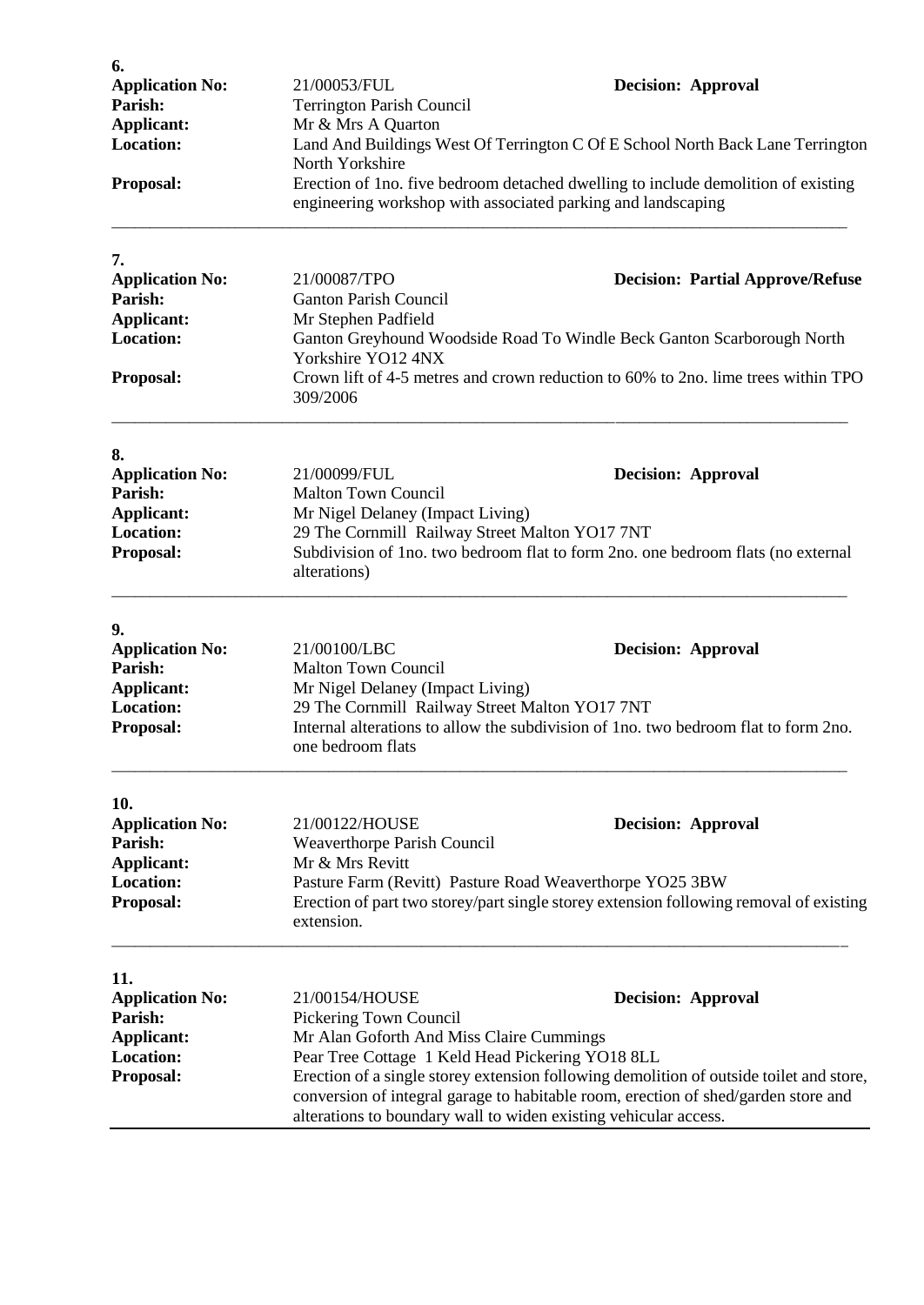**6.**

**Application No:** 21/00053/FUL **Decision: Approval**
**Parish:** Terrington Parish Council
**Applicant:** Mr & Mrs A Quarton
**Location:** Land And Buildings West Of Terrington C Of E School North Back Lane Terrington North Yorkshire
**Proposal:** Erection of 1no. five bedroom detached dwelling to include demolition of existing engineering workshop with associated parking and landscaping

---

**7.**

**Application No:** 21/00087/TPO **Decision: Partial Approve/Refuse**
**Parish:** Ganton Parish Council
**Applicant:** Mr Stephen Padfield
**Location:** Ganton Greyhound Woodside Road To Windle Beck Ganton Scarborough North Yorkshire YO12 4NX
**Proposal:** Crown lift of 4-5 metres and crown reduction to 60% to 2no. lime trees within TPO 309/2006

---

**8.**

**Application No:** 21/00099/FUL **Decision: Approval**
**Parish:** Malton Town Council
**Applicant:** Mr Nigel Delaney (Impact Living)
**Location:** 29 The Cornmill Railway Street Malton YO17 7NT
**Proposal:** Subdivision of 1no. two bedroom flat to form 2no. one bedroom flats (no external alterations)

---

**9.**

**Application No:** 21/00100/LBC **Decision: Approval**
**Parish:** Malton Town Council
**Applicant:** Mr Nigel Delaney (Impact Living)
**Location:** 29 The Cornmill Railway Street Malton YO17 7NT
**Proposal:** Internal alterations to allow the subdivision of 1no. two bedroom flat to form 2no. one bedroom flats

---

**10.**

**Application No:** 21/00122/HOUSE **Decision: Approval**
**Parish:** Weaverthorpe Parish Council
**Applicant:** Mr & Mrs Revitt
**Location:** Pasture Farm (Revitt) Pasture Road Weaverthorpe YO25 3BW
**Proposal:** Erection of part two storey/part single storey extension following removal of existing extension.

---

**11.**

**Application No:** 21/00154/HOUSE **Decision: Approval**
**Parish:** Pickering Town Council
**Applicant:** Mr Alan Goforth And Miss Claire Cummings
**Location:** Pear Tree Cottage 1 Keld Head Pickering YO18 8LL
**Proposal:** Erection of a single storey extension following demolition of outside toilet and store, conversion of integral garage to habitable room, erection of shed/garden store and alterations to boundary wall to widen existing vehicular access.

---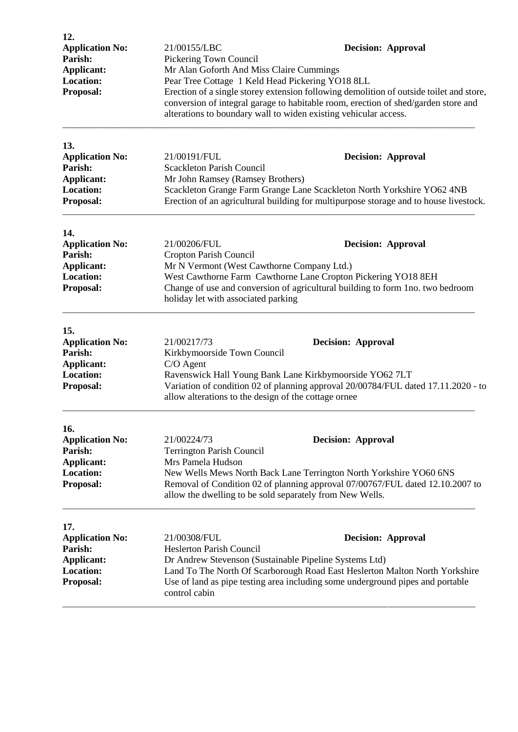**12.**

**Application No:** 21/00155/LBC **Decision: Approval**
**Parish:** Pickering Town Council
**Applicant:** Mr Alan Goforth And Miss Claire Cummings
**Location:** Pear Tree Cottage 1 Keld Head Pickering YO18 8LL
**Proposal:** Erection of a single storey extension following demolition of outside toilet and store, conversion of integral garage to habitable room, erection of shed/garden store and alterations to boundary wall to widen existing vehicular access.

---

**13.**

**Application No:** 21/00191/FUL **Decision: Approval**
**Parish:** Scackleton Parish Council
**Applicant:** Mr John Ramsey (Ramsey Brothers)
**Location:** Scackleton Grange Farm Grange Lane Scackleton North Yorkshire YO62 4NB
**Proposal:** Erection of an agricultural building for multipurpose storage and to house livestock.

---

**14.**

**Application No:** 21/00206/FUL **Decision: Approval**
**Parish:** Cropton Parish Council
**Applicant:** Mr N Vermont (West Cawthorne Company Ltd.)
**Location:** West Cawthorne Farm Cawthorne Lane Cropton Pickering YO18 8EH
**Proposal:** Change of use and conversion of agricultural building to form 1no. two bedroom holiday let with associated parking

---

**15.**

**Application No:** 21/00217/73 **Decision: Approval**
**Parish:** Kirkbymoorside Town Council
**Applicant:** C/O Agent
**Location:** Ravenswick Hall Young Bank Lane Kirkbymoorside YO62 7LT
**Proposal:** Variation of condition 02 of planning approval 20/00784/FUL dated 17.11.2020 - to allow alterations to the design of the cottage ornee

---

**16.**

**Application No:** 21/00224/73 **Decision: Approval**
**Parish:** Terrington Parish Council
**Applicant:** Mrs Pamela Hudson
**Location:** New Wells Mews North Back Lane Terrington North Yorkshire YO60 6NS
**Proposal:** Removal of Condition 02 of planning approval 07/00767/FUL dated 12.10.2007 to allow the dwelling to be sold separately from New Wells.

---

**17.**

**Application No:** 21/00308/FUL **Decision: Approval**
**Parish:** Heslerton Parish Council
**Applicant:** Dr Andrew Stevenson (Sustainable Pipeline Systems Ltd)
**Location:** Land To The North Of Scarborough Road East Heslerton Malton North Yorkshire
**Proposal:** Use of land as pipe testing area including some underground pipes and portable control cabin

---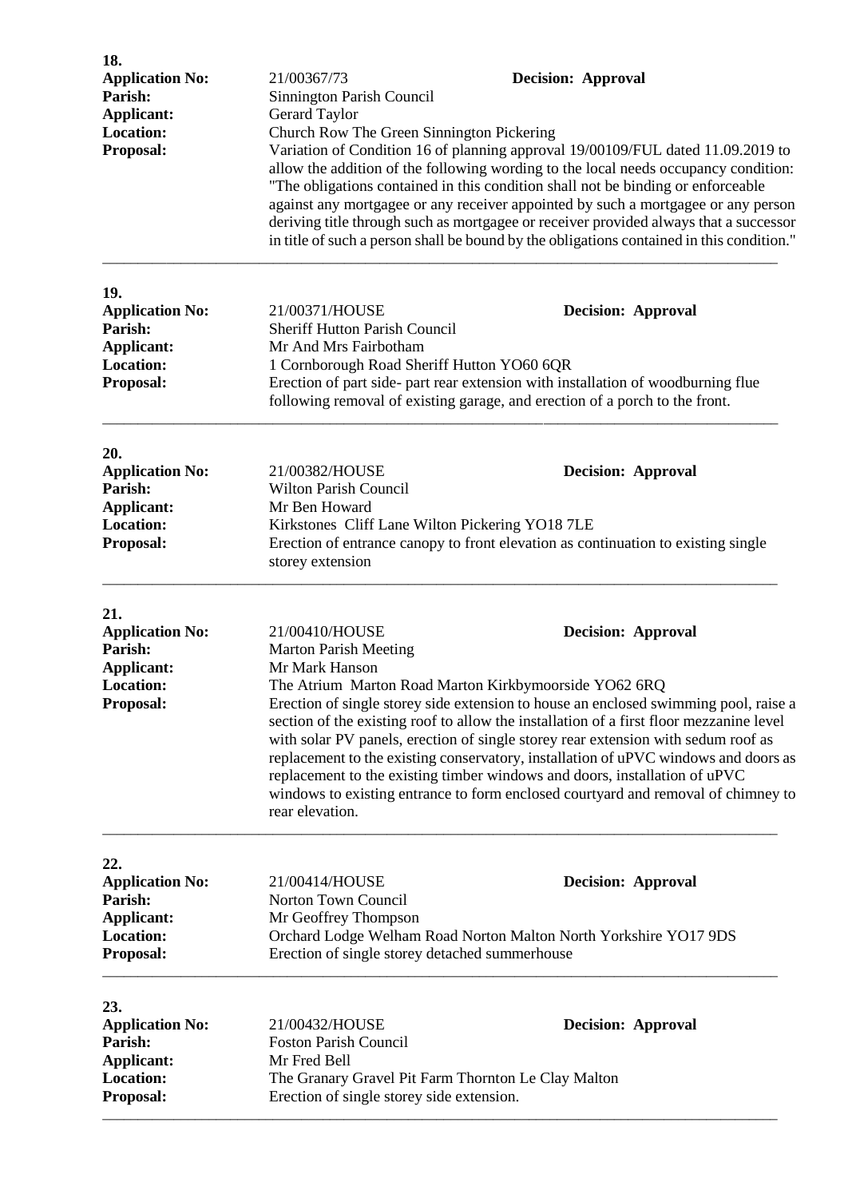**18.**

**Application No:** 21/00367/73 **Decision: Approval**
**Parish:** Sinnington Parish Council
**Applicant:** Gerard Taylor
**Location:** Church Row The Green Sinnington Pickering
**Proposal:** Variation of Condition 16 of planning approval 19/00109/FUL dated 11.09.2019 to allow the addition of the following wording to the local needs occupancy condition: "The obligations contained in this condition shall not be binding or enforceable against any mortgagee or any receiver appointed by such a mortgagee or any person deriving title through such as mortgagee or receiver provided always that a successor in title of such a person shall be bound by the obligations contained in this condition."

---

**19.**

**Application No:** 21/00371/HOUSE **Decision: Approval**
**Parish:** Sheriff Hutton Parish Council
**Applicant:** Mr And Mrs Fairbotham
**Location:** 1 Cornborough Road Sheriff Hutton YO60 6QR
**Proposal:** Erection of part side- part rear extension with installation of woodburning flue following removal of existing garage, and erection of a porch to the front.

---

**20.**

**Application No:** 21/00382/HOUSE **Decision: Approval**
**Parish:** Wilton Parish Council
**Applicant:** Mr Ben Howard
**Location:** Kirkstones Cliff Lane Wilton Pickering YO18 7LE
**Proposal:** Erection of entrance canopy to front elevation as continuation to existing single storey extension

---

**21.**

**Application No:** 21/00410/HOUSE **Decision: Approval**
**Parish:** Marton Parish Meeting
**Applicant:** Mr Mark Hanson
**Location:** The Atrium Marton Road Marton Kirkbymoorside YO62 6RQ
**Proposal:** Erection of single storey side extension to house an enclosed swimming pool, raise a section of the existing roof to allow the installation of a first floor mezzanine level with solar PV panels, erection of single storey rear extension with sedum roof as replacement to the existing conservatory, installation of uPVC windows and doors as replacement to the existing timber windows and doors, installation of uPVC windows to existing entrance to form enclosed courtyard and removal of chimney to rear elevation.

---

**22.**

**Application No:** 21/00414/HOUSE **Decision: Approval**
**Parish:** Norton Town Council
**Applicant:** Mr Geoffrey Thompson
**Location:** Orchard Lodge Welham Road Norton Malton North Yorkshire YO17 9DS
**Proposal:** Erection of single storey detached summerhouse

---

**23.**

**Application No:** 21/00432/HOUSE **Decision: Approval**
**Parish:** Foston Parish Council
**Applicant:** Mr Fred Bell
**Location:** The Granary Gravel Pit Farm Thornton Le Clay Malton
**Proposal:** Erection of single storey side extension.

---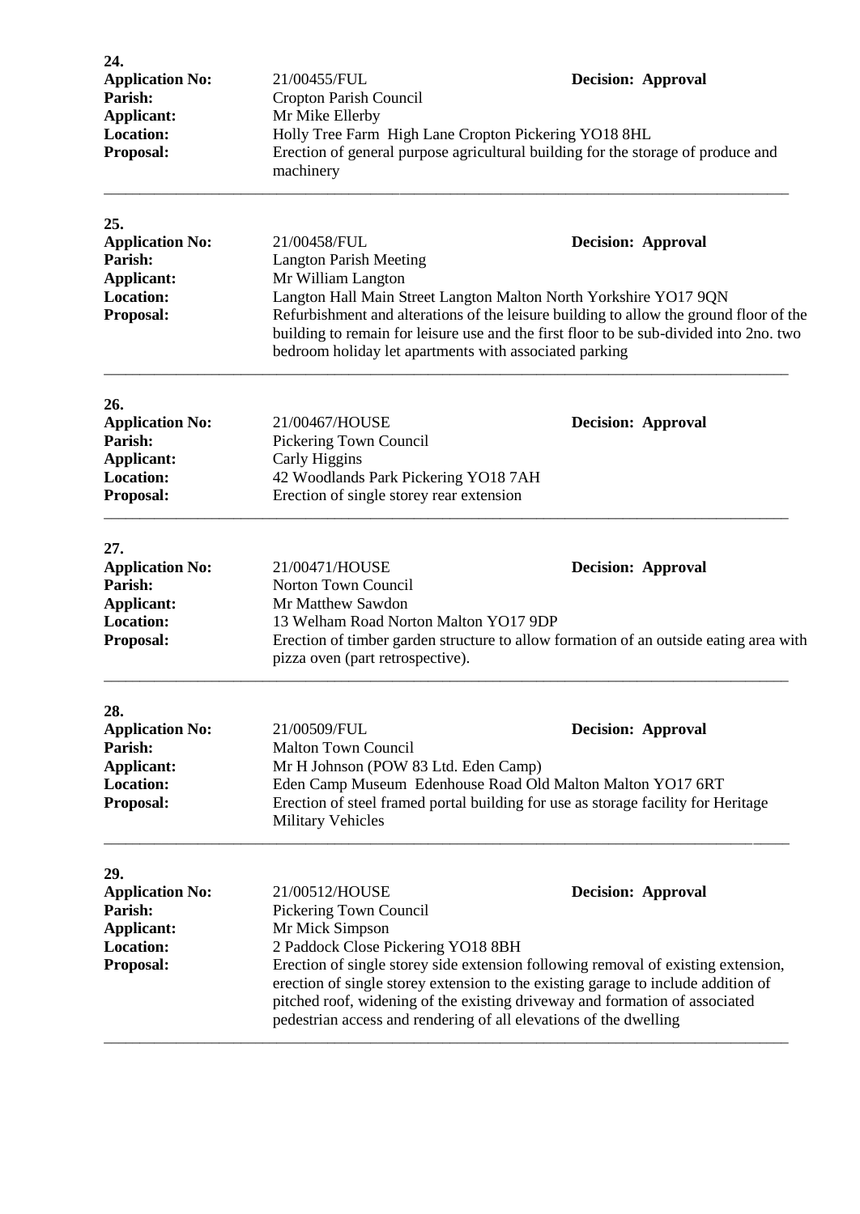**24.**

| | | |
|---|---|---|
| **Application No:** | 21/00455/FUL | **Decision: Approval** |
| **Parish:** | Cropton Parish Council | |
| **Applicant:** | Mr Mike Ellerby | |
| **Location:** | Holly Tree Farm High Lane Cropton Pickering YO18 8HL | |
| **Proposal:** | Erection of general purpose agricultural building for the storage of produce and machinery | |

---

**25.**

| | | |
|---|---|---|
| **Application No:** | 21/00458/FUL | **Decision: Approval** |
| **Parish:** | Langton Parish Meeting | |
| **Applicant:** | Mr William Langton | |
| **Location:** | Langton Hall Main Street Langton Malton North Yorkshire YO17 9QN | |
| **Proposal:** | Refurbishment and alterations of the leisure building to allow the ground floor of the building to remain for leisure use and the first floor to be sub-divided into 2no. two bedroom holiday let apartments with associated parking | |

---

**26.**

| | | |
|---|---|---|
| **Application No:** | 21/00467/HOUSE | **Decision: Approval** |
| **Parish:** | Pickering Town Council | |
| **Applicant:** | Carly Higgins | |
| **Location:** | 42 Woodlands Park Pickering YO18 7AH | |
| **Proposal:** | Erection of single storey rear extension | |

---

**27.**

| | | |
|---|---|---|
| **Application No:** | 21/00471/HOUSE | **Decision: Approval** |
| **Parish:** | Norton Town Council | |
| **Applicant:** | Mr Matthew Sawdon | |
| **Location:** | 13 Welham Road Norton Malton YO17 9DP | |
| **Proposal:** | Erection of timber garden structure to allow formation of an outside eating area with pizza oven (part retrospective). | |

---

**28.**

| | | |
|---|---|---|
| **Application No:** | 21/00509/FUL | **Decision: Approval** |
| **Parish:** | Malton Town Council | |
| **Applicant:** | Mr H Johnson (POW 83 Ltd. Eden Camp) | |
| **Location:** | Eden Camp Museum Edenhouse Road Old Malton Malton YO17 6RT | |
| **Proposal:** | Erection of steel framed portal building for use as storage facility for Heritage Military Vehicles | |

---

**29.**

| | | |
|---|---|---|
| **Application No:** | 21/00512/HOUSE | **Decision: Approval** |
| **Parish:** | Pickering Town Council | |
| **Applicant:** | Mr Mick Simpson | |
| **Location:** | 2 Paddock Close Pickering YO18 8BH | |
| **Proposal:** | Erection of single storey side extension following removal of existing extension, erection of single storey extension to the existing garage to include addition of pitched roof, widening of the existing driveway and formation of associated pedestrian access and rendering of all elevations of the dwelling | |

---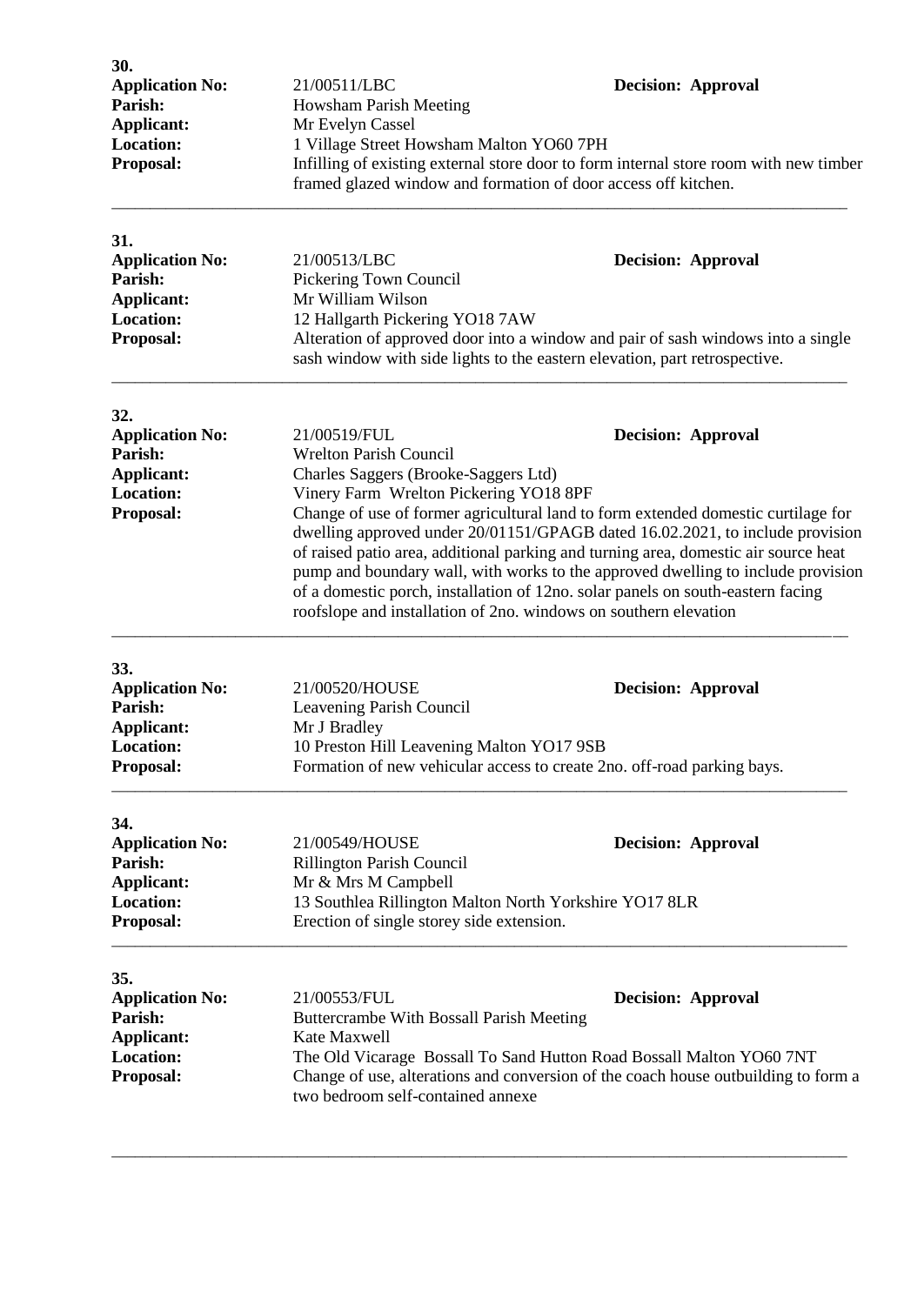**30.**

**Application No:** 21/00511/LBC **Decision: Approval**
**Parish:** Howsham Parish Meeting
**Applicant:** Mr Evelyn Cassel
**Location:** 1 Village Street Howsham Malton YO60 7PH
**Proposal:** Infilling of existing external store door to form internal store room with new timber framed glazed window and formation of door access off kitchen.

---

**31.**

**Application No:** 21/00513/LBC **Decision: Approval**
**Parish:** Pickering Town Council
**Applicant:** Mr William Wilson
**Location:** 12 Hallgarth Pickering YO18 7AW
**Proposal:** Alteration of approved door into a window and pair of sash windows into a single sash window with side lights to the eastern elevation, part retrospective.

---

**32.**

**Application No:** 21/00519/FUL **Decision: Approval**
**Parish:** Wrelton Parish Council
**Applicant:** Charles Saggers (Brooke-Saggers Ltd)
**Location:** Vinery Farm Wrelton Pickering YO18 8PF
**Proposal:** Change of use of former agricultural land to form extended domestic curtilage for dwelling approved under 20/01151/GPAGB dated 16.02.2021, to include provision of raised patio area, additional parking and turning area, domestic air source heat pump and boundary wall, with works to the approved dwelling to include provision of a domestic porch, installation of 12no. solar panels on south-eastern facing roofslope and installation of 2no. windows on southern elevation

---

**33.**

**Application No:** 21/00520/HOUSE **Decision: Approval**
**Parish:** Leavening Parish Council
**Applicant:** Mr J Bradley
**Location:** 10 Preston Hill Leavening Malton YO17 9SB
**Proposal:** Formation of new vehicular access to create 2no. off-road parking bays.

---

**34.**

**Application No:** 21/00549/HOUSE **Decision: Approval**
**Parish:** Rillington Parish Council
**Applicant:** Mr & Mrs M Campbell
**Location:** 13 Southlea Rillington Malton North Yorkshire YO17 8LR
**Proposal:** Erection of single storey side extension.

---

**35.**

**Application No:** 21/00553/FUL **Decision: Approval**
**Parish:** Buttercrambe With Bossall Parish Meeting
**Applicant:** Kate Maxwell
**Location:** The Old Vicarage Bossall To Sand Hutton Road Bossall Malton YO60 7NT
**Proposal:** Change of use, alterations and conversion of the coach house outbuilding to form a two bedroom self-contained annexe

---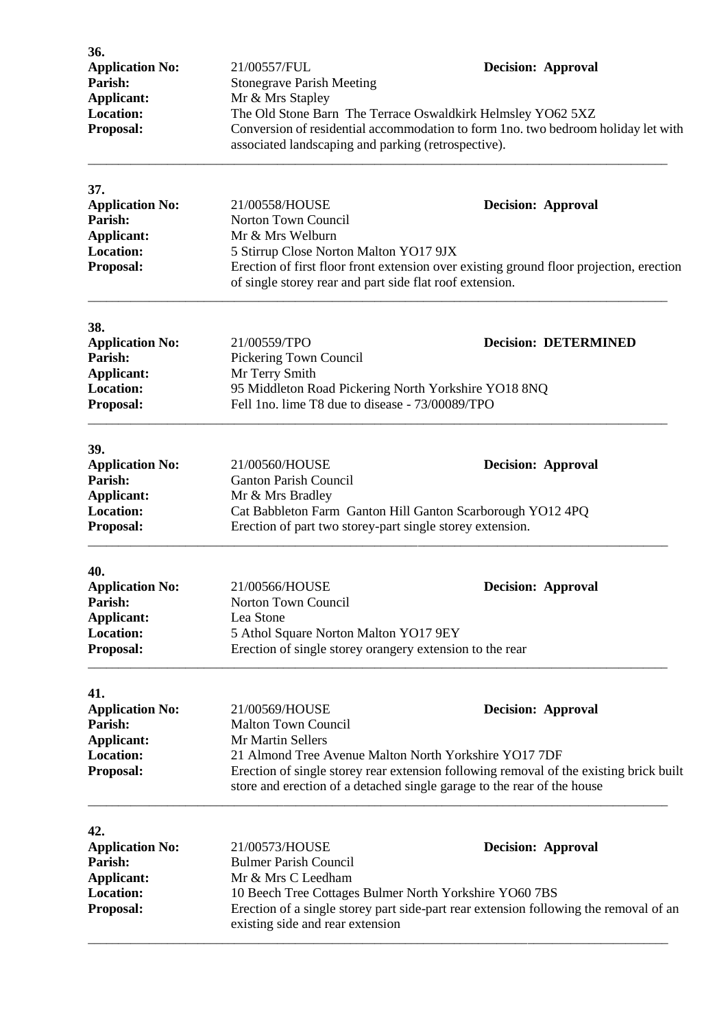**36.**

**Application No:** 21/00557/FUL **Decision: Approval**
**Parish:** Stonegrave Parish Meeting
**Applicant:** Mr & Mrs Stapley
**Location:** The Old Stone Barn The Terrace Oswaldkirk Helmsley YO62 5XZ
**Proposal:** Conversion of residential accommodation to form 1no. two bedroom holiday let with associated landscaping and parking (retrospective).

---

**37.**

**Application No:** 21/00558/HOUSE **Decision: Approval**
**Parish:** Norton Town Council
**Applicant:** Mr & Mrs Welburn
**Location:** 5 Stirrup Close Norton Malton YO17 9JX
**Proposal:** Erection of first floor front extension over existing ground floor projection, erection of single storey rear and part side flat roof extension.

---

**38.**

**Application No:** 21/00559/TPO **Decision: DETERMINED**
**Parish:** Pickering Town Council
**Applicant:** Mr Terry Smith
**Location:** 95 Middleton Road Pickering North Yorkshire YO18 8NQ
**Proposal:** Fell 1no. lime T8 due to disease - 73/00089/TPO

---

**39.**

**Application No:** 21/00560/HOUSE **Decision: Approval**
**Parish:** Ganton Parish Council
**Applicant:** Mr & Mrs Bradley
**Location:** Cat Babbleton Farm Ganton Hill Ganton Scarborough YO12 4PQ
**Proposal:** Erection of part two storey-part single storey extension.

---

**40.**

**Application No:** 21/00566/HOUSE **Decision: Approval**
**Parish:** Norton Town Council
**Applicant:** Lea Stone
**Location:** 5 Athol Square Norton Malton YO17 9EY
**Proposal:** Erection of single storey orangery extension to the rear

---

**41.**

**Application No:** 21/00569/HOUSE **Decision: Approval**
**Parish:** Malton Town Council
**Applicant:** Mr Martin Sellers
**Location:** 21 Almond Tree Avenue Malton North Yorkshire YO17 7DF
**Proposal:** Erection of single storey rear extension following removal of the existing brick built store and erection of a detached single garage to the rear of the house

---

**42.**

**Application No:** 21/00573/HOUSE **Decision: Approval**
**Parish:** Bulmer Parish Council
**Applicant:** Mr & Mrs C Leedham
**Location:** 10 Beech Tree Cottages Bulmer North Yorkshire YO60 7BS
**Proposal:** Erection of a single storey part side-part rear extension following the removal of an existing side and rear extension

---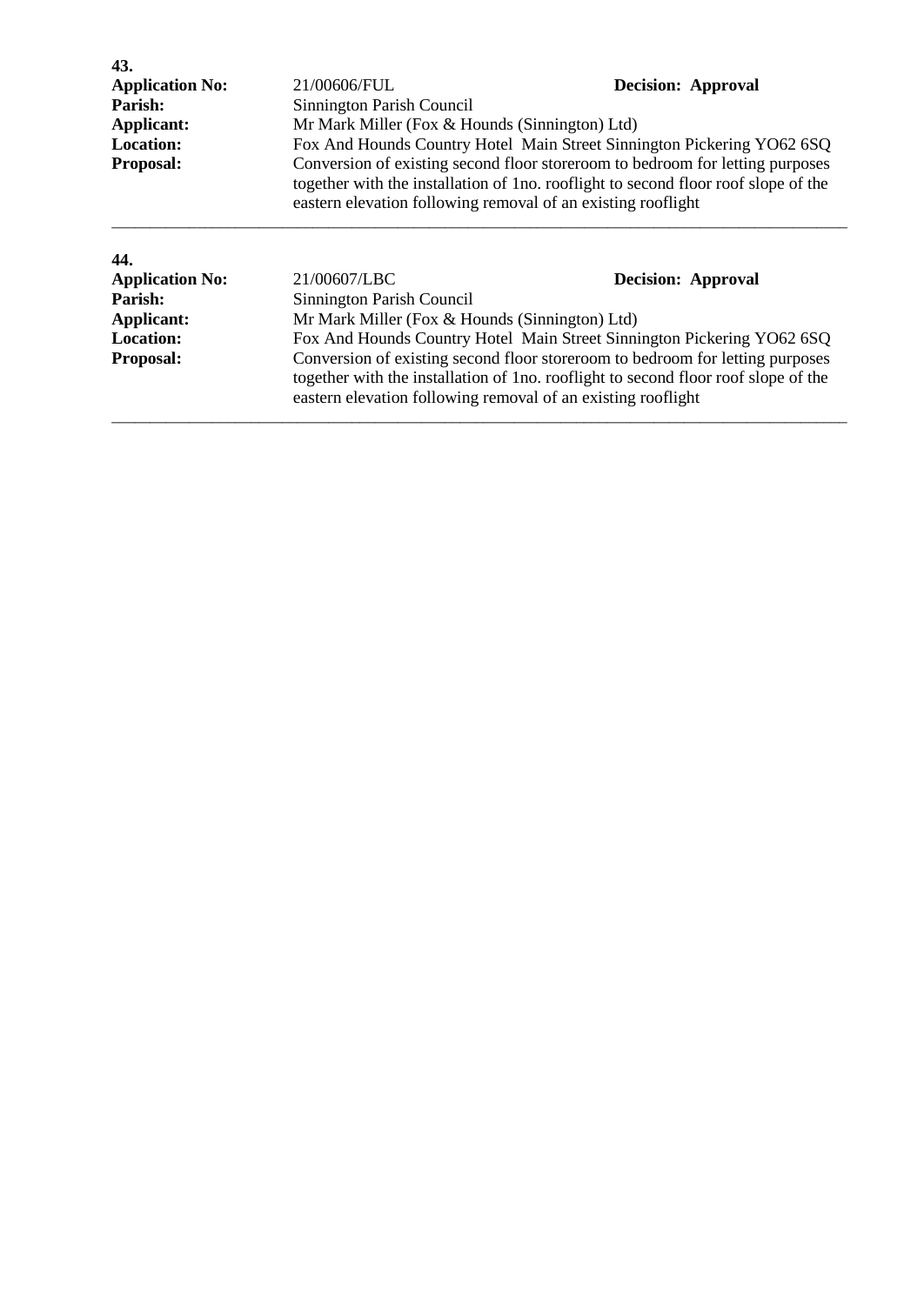**43.**

| | | |
|---|---|---|
| **Application No:** | 21/00606/FUL | **Decision: Approval** |
| **Parish:** | Sinnington Parish Council | |
| **Applicant:** | Mr Mark Miller (Fox & Hounds (Sinnington) Ltd) | |
| **Location:** | Fox And Hounds Country Hotel Main Street Sinnington Pickering YO62 6SQ | |
| **Proposal:** | Conversion of existing second floor storeroom to bedroom for letting purposes together with the installation of 1no. rooflight to second floor roof slope of the eastern elevation following removal of an existing rooflight | |

---

**44.**

| | | |
|---|---|---|
| **Application No:** | 21/00607/LBC | **Decision: Approval** |
| **Parish:** | Sinnington Parish Council | |
| **Applicant:** | Mr Mark Miller (Fox & Hounds (Sinnington) Ltd) | |
| **Location:** | Fox And Hounds Country Hotel Main Street Sinnington Pickering YO62 6SQ | |
| **Proposal:** | Conversion of existing second floor storeroom to bedroom for letting purposes together with the installation of 1no. rooflight to second floor roof slope of the eastern elevation following removal of an existing rooflight | |

---